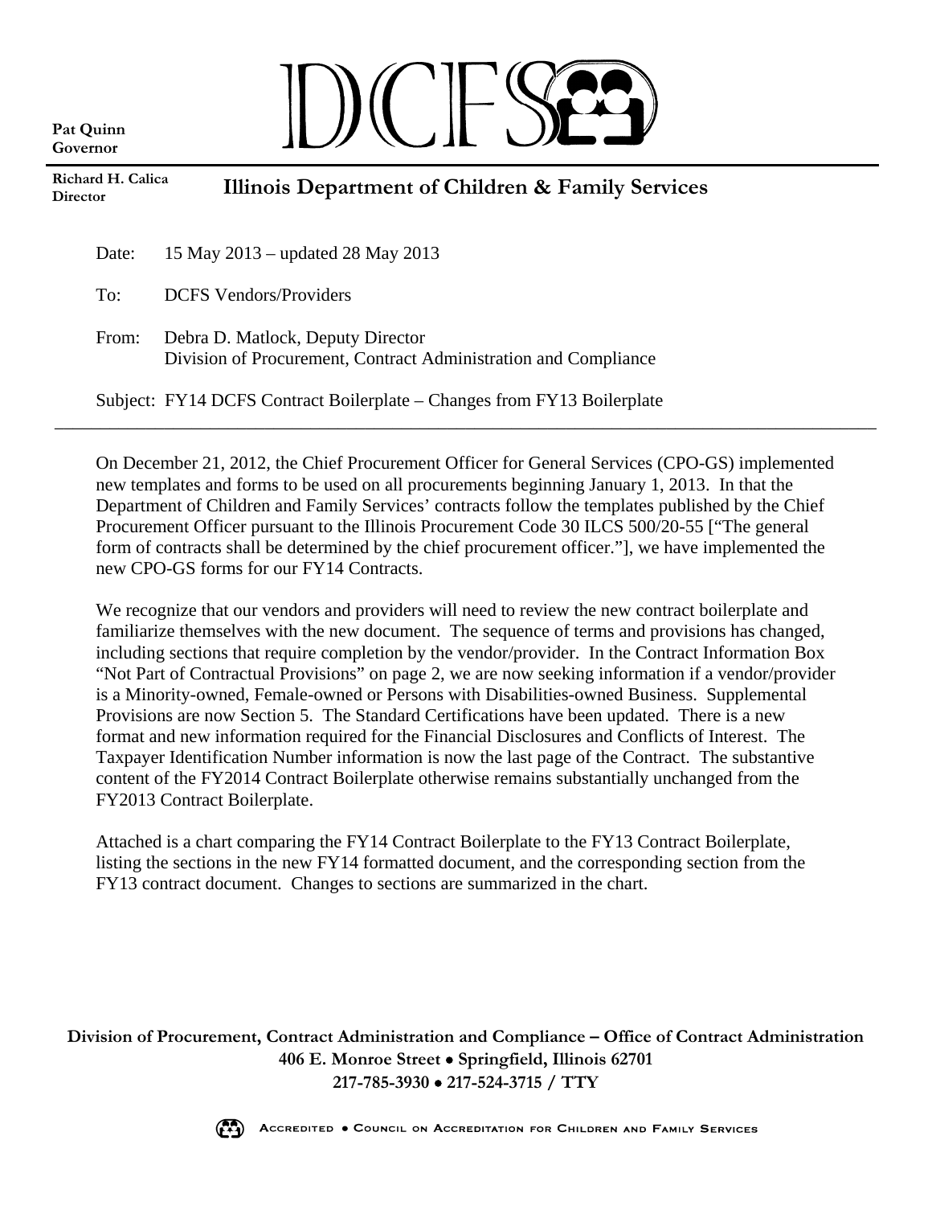Pat Quinn
Governor

DCFS

Richard H. Calica
Director

# Illinois Department of Children & Family Services

Date: 15 May 2013 – updated 28 May 2013

To: DCFS Vendors/Providers

From: Debra D. Matlock, Deputy Director
Division of Procurement, Contract Administration and Compliance

Subject: FY14 DCFS Contract Boilerplate – Changes from FY13 Boilerplate

---

On December 21, 2012, the Chief Procurement Officer for General Services (CPO-GS) implemented new templates and forms to be used on all procurements beginning January 1, 2013. In that the Department of Children and Family Services' contracts follow the templates published by the Chief Procurement Officer pursuant to the Illinois Procurement Code 30 ILCS 500/20-55 ["The general form of contracts shall be determined by the chief procurement officer."], we have implemented the new CPO-GS forms for our FY14 Contracts.

We recognize that our vendors and providers will need to review the new contract boilerplate and familiarize themselves with the new document. The sequence of terms and provisions has changed, including sections that require completion by the vendor/provider. In the Contract Information Box "Not Part of Contractual Provisions" on page 2, we are now seeking information if a vendor/provider is a Minority-owned, Female-owned or Persons with Disabilities-owned Business. Supplemental Provisions are now Section 5. The Standard Certifications have been updated. There is a new format and new information required for the Financial Disclosures and Conflicts of Interest. The Taxpayer Identification Number information is now the last page of the Contract. The substantive content of the FY2014 Contract Boilerplate otherwise remains substantially unchanged from the FY2013 Contract Boilerplate.

Attached is a chart comparing the FY14 Contract Boilerplate to the FY13 Contract Boilerplate, listing the sections in the new FY14 formatted document, and the corresponding section from the FY13 contract document. Changes to sections are summarized in the chart.

**Division of Procurement, Contract Administration and Compliance – Office of Contract Administration**
**406 E. Monroe Street • Springfield, Illinois 62701**
**217-785-3930 • 217-524-3715 / TTY**

Accredited • Council on Accreditation for Children and Family Services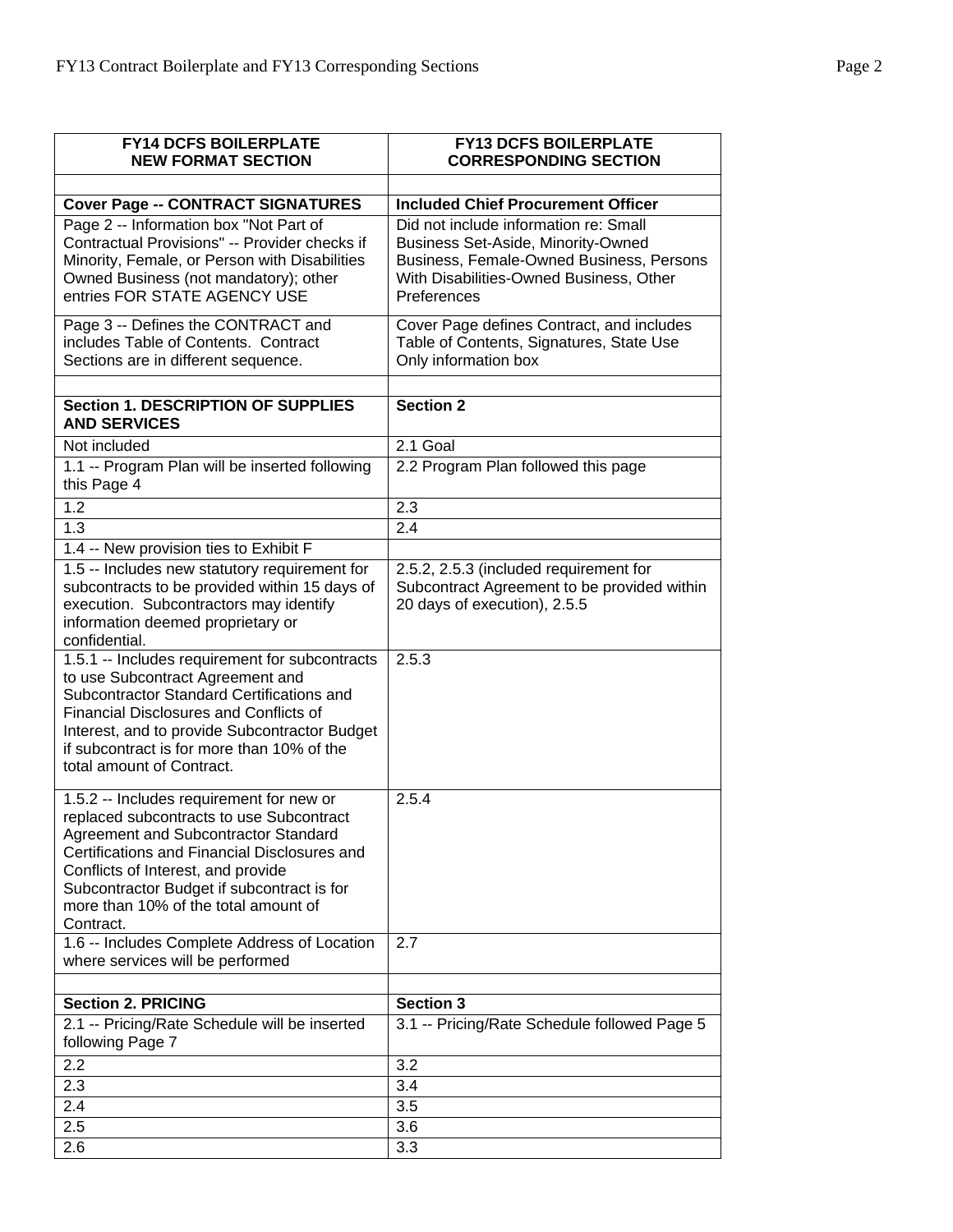| FY14 DCFS BOILERPLATE NEW FORMAT SECTION | FY13 DCFS BOILERPLATE CORRESPONDING SECTION |
|---|---|
| | |
| **Cover Page -- CONTRACT SIGNATURES** | **Included Chief Procurement Officer** |
| Page 2 -- Information box "Not Part of Contractual Provisions" -- Provider checks if Minority, Female, or Person with Disabilities Owned Business (not mandatory); other entries FOR STATE AGENCY USE | Did not include information re: Small Business Set-Aside, Minority-Owned Business, Female-Owned Business, Persons With Disabilities-Owned Business, Other Preferences |
| Page 3 -- Defines the CONTRACT and includes Table of Contents. Contract Sections are in different sequence. | Cover Page defines Contract, and includes Table of Contents, Signatures, State Use Only information box |
| | |
| **Section 1. DESCRIPTION OF SUPPLIES AND SERVICES** | **Section 2** |
| Not included | 2.1 Goal |
| 1.1 -- Program Plan will be inserted following this Page 4 | 2.2 Program Plan followed this page |
| 1.2 | 2.3 |
| 1.3 | 2.4 |
| 1.4 -- New provision ties to Exhibit F | |
| 1.5 -- Includes new statutory requirement for subcontracts to be provided within 15 days of execution. Subcontractors may identify information deemed proprietary or confidential. | 2.5.2, 2.5.3 (included requirement for Subcontract Agreement to be provided within 20 days of execution), 2.5.5 |
| 1.5.1 -- Includes requirement for subcontracts to use Subcontract Agreement and Subcontractor Standard Certifications and Financial Disclosures and Conflicts of Interest, and to provide Subcontractor Budget if subcontract is for more than 10% of the total amount of Contract. | 2.5.3 |
| 1.5.2 -- Includes requirement for new or replaced subcontracts to use Subcontract Agreement and Subcontractor Standard Certifications and Financial Disclosures and Conflicts of Interest, and provide Subcontractor Budget if subcontract is for more than 10% of the total amount of Contract. | 2.5.4 |
| 1.6 -- Includes Complete Address of Location where services will be performed | 2.7 |
| | |
| **Section 2. PRICING** | **Section 3** |
| 2.1 -- Pricing/Rate Schedule will be inserted following Page 7 | 3.1 -- Pricing/Rate Schedule followed Page 5 |
| 2.2 | 3.2 |
| 2.3 | 3.4 |
| 2.4 | 3.5 |
| 2.5 | 3.6 |
| 2.6 | 3.3 |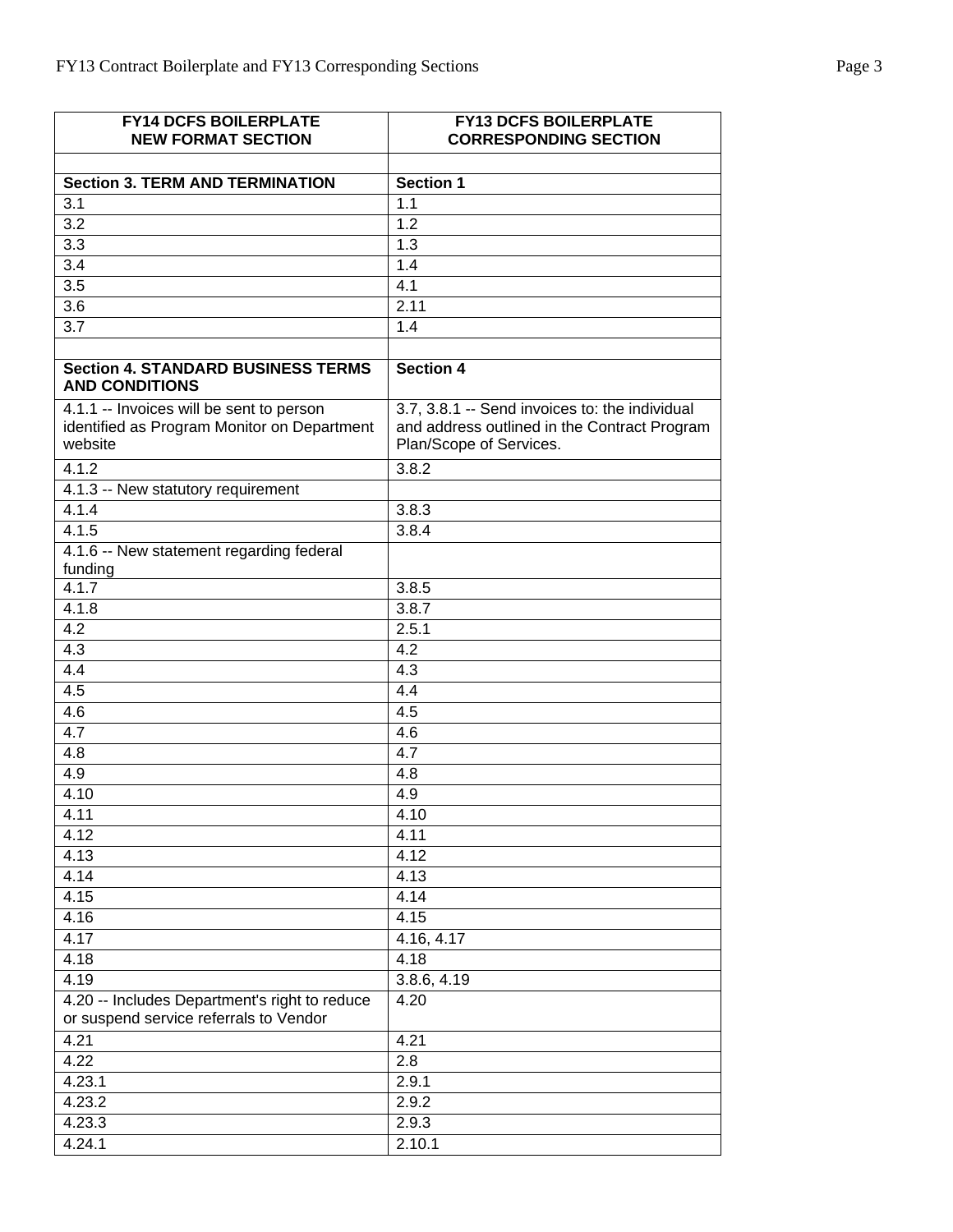| FY14 DCFS BOILERPLATE NEW FORMAT SECTION | FY13 DCFS BOILERPLATE CORRESPONDING SECTION |
|---|---|
| | |
| **Section 3. TERM AND TERMINATION** | **Section 1** |
| 3.1 | 1.1 |
| 3.2 | 1.2 |
| 3.3 | 1.3 |
| 3.4 | 1.4 |
| 3.5 | 4.1 |
| 3.6 | 2.11 |
| 3.7 | 1.4 |
| | |
| **Section 4. STANDARD BUSINESS TERMS AND CONDITIONS** | **Section 4** |
| 4.1.1 -- Invoices will be sent to person identified as Program Monitor on Department website | 3.7, 3.8.1 -- Send invoices to: the individual and address outlined in the Contract Program Plan/Scope of Services. |
| 4.1.2 | 3.8.2 |
| 4.1.3 -- New statutory requirement | |
| 4.1.4 | 3.8.3 |
| 4.1.5 | 3.8.4 |
| 4.1.6 -- New statement regarding federal funding | |
| 4.1.7 | 3.8.5 |
| 4.1.8 | 3.8.7 |
| 4.2 | 2.5.1 |
| 4.3 | 4.2 |
| 4.4 | 4.3 |
| 4.5 | 4.4 |
| 4.6 | 4.5 |
| 4.7 | 4.6 |
| 4.8 | 4.7 |
| 4.9 | 4.8 |
| 4.10 | 4.9 |
| 4.11 | 4.10 |
| 4.12 | 4.11 |
| 4.13 | 4.12 |
| 4.14 | 4.13 |
| 4.15 | 4.14 |
| 4.16 | 4.15 |
| 4.17 | 4.16, 4.17 |
| 4.18 | 4.18 |
| 4.19 | 3.8.6, 4.19 |
| 4.20 -- Includes Department's right to reduce or suspend service referrals to Vendor | 4.20 |
| 4.21 | 4.21 |
| 4.22 | 2.8 |
| 4.23.1 | 2.9.1 |
| 4.23.2 | 2.9.2 |
| 4.23.3 | 2.9.3 |
| 4.24.1 | 2.10.1 |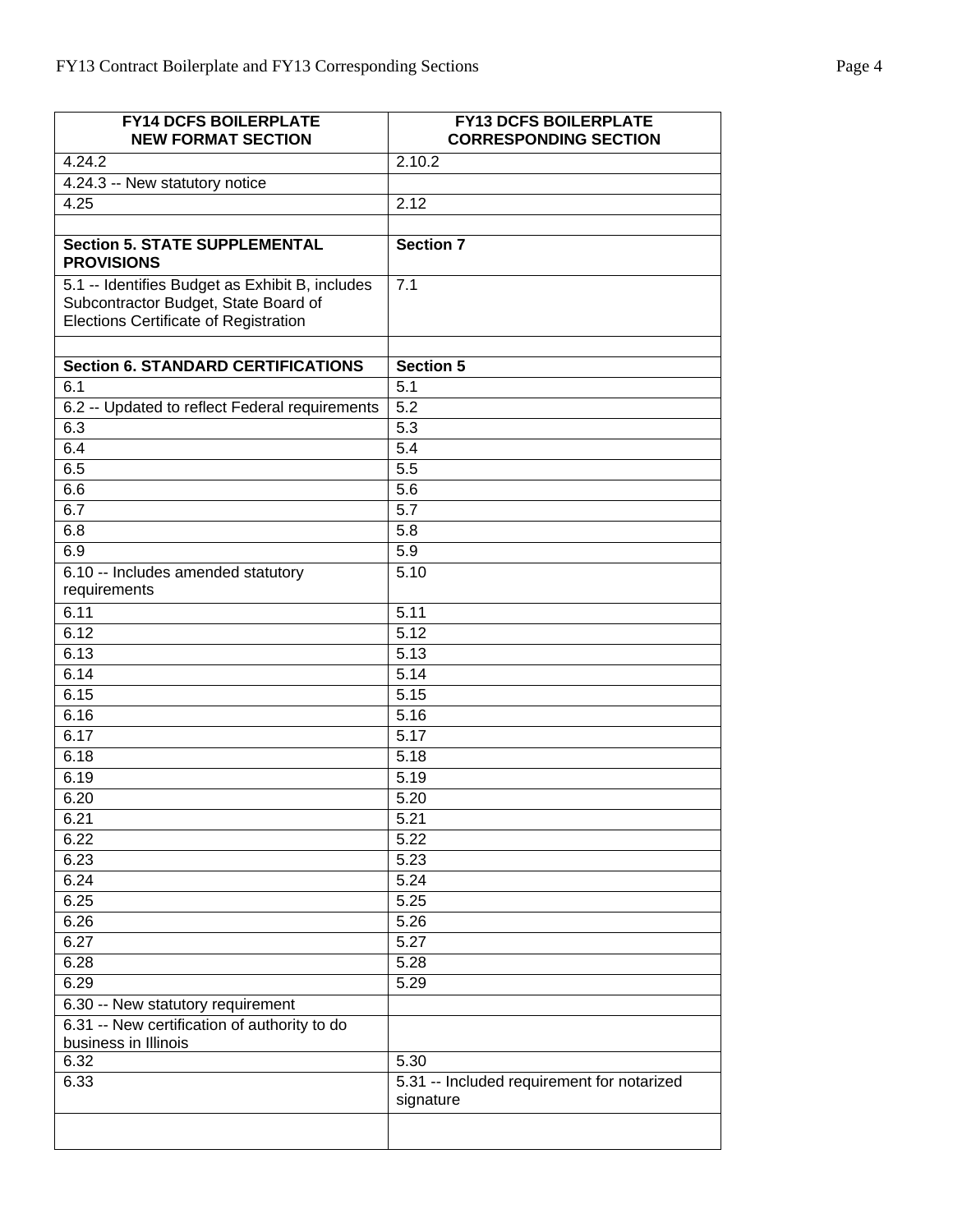| FY14 DCFS BOILERPLATE NEW FORMAT SECTION | FY13 DCFS BOILERPLATE CORRESPONDING SECTION |
|---|---|
| 4.24.2 | 2.10.2 |
| 4.24.3 -- New statutory notice | |
| 4.25 | 2.12 |
| | |
| **Section 5. STATE SUPPLEMENTAL PROVISIONS** | **Section 7** |
| 5.1 -- Identifies Budget as Exhibit B, includes Subcontractor Budget, State Board of Elections Certificate of Registration | 7.1 |
| | |
| **Section 6. STANDARD CERTIFICATIONS** | **Section 5** |
| 6.1 | 5.1 |
| 6.2 -- Updated to reflect Federal requirements | 5.2 |
| 6.3 | 5.3 |
| 6.4 | 5.4 |
| 6.5 | 5.5 |
| 6.6 | 5.6 |
| 6.7 | 5.7 |
| 6.8 | 5.8 |
| 6.9 | 5.9 |
| 6.10 -- Includes amended statutory requirements | 5.10 |
| 6.11 | 5.11 |
| 6.12 | 5.12 |
| 6.13 | 5.13 |
| 6.14 | 5.14 |
| 6.15 | 5.15 |
| 6.16 | 5.16 |
| 6.17 | 5.17 |
| 6.18 | 5.18 |
| 6.19 | 5.19 |
| 6.20 | 5.20 |
| 6.21 | 5.21 |
| 6.22 | 5.22 |
| 6.23 | 5.23 |
| 6.24 | 5.24 |
| 6.25 | 5.25 |
| 6.26 | 5.26 |
| 6.27 | 5.27 |
| 6.28 | 5.28 |
| 6.29 | 5.29 |
| 6.30 -- New statutory requirement | |
| 6.31 -- New certification of authority to do business in Illinois | |
| 6.32 | 5.30 |
| 6.33 | 5.31 -- Included requirement for notarized signature |
| | |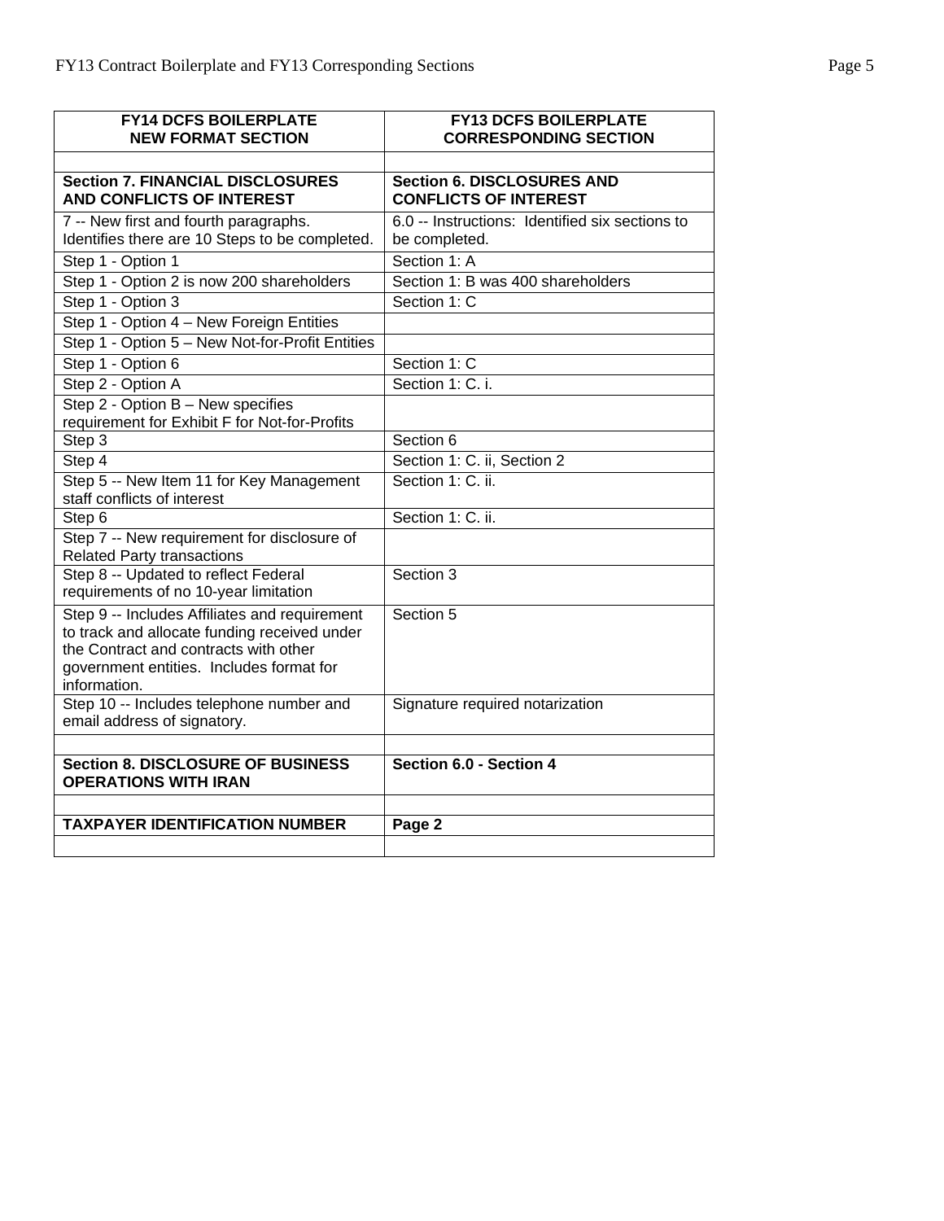| FY14 DCFS BOILERPLATE NEW FORMAT SECTION | FY13 DCFS BOILERPLATE CORRESPONDING SECTION |
|---|---|
| | |
| **Section 7. FINANCIAL DISCLOSURES AND CONFLICTS OF INTEREST** | **Section 6. DISCLOSURES AND CONFLICTS OF INTEREST** |
| 7 -- New first and fourth paragraphs. Identifies there are 10 Steps to be completed. | 6.0 -- Instructions: Identified six sections to be completed. |
| Step 1 - Option 1 | Section 1: A |
| Step 1 - Option 2 is now 200 shareholders | Section 1: B was 400 shareholders |
| Step 1 - Option 3 | Section 1: C |
| Step 1 - Option 4 – New Foreign Entities | |
| Step 1 - Option 5 – New Not-for-Profit Entities | |
| Step 1 - Option 6 | Section 1: C |
| Step 2 - Option A | Section 1: C. i. |
| Step 2 - Option B – New specifies requirement for Exhibit F for Not-for-Profits | |
| Step 3 | Section 6 |
| Step 4 | Section 1: C. ii, Section 2 |
| Step 5 -- New Item 11 for Key Management staff conflicts of interest | Section 1: C. ii. |
| Step 6 | Section 1: C. ii. |
| Step 7 -- New requirement for disclosure of Related Party transactions | |
| Step 8 -- Updated to reflect Federal requirements of no 10-year limitation | Section 3 |
| Step 9 -- Includes Affiliates and requirement to track and allocate funding received under the Contract and contracts with other government entities. Includes format for information. | Section 5 |
| Step 10 -- Includes telephone number and email address of signatory. | Signature required notarization |
| | |
| **Section 8. DISCLOSURE OF BUSINESS OPERATIONS WITH IRAN** | **Section 6.0 - Section 4** |
| | |
| **TAXPAYER IDENTIFICATION NUMBER** | **Page 2** |
| | |